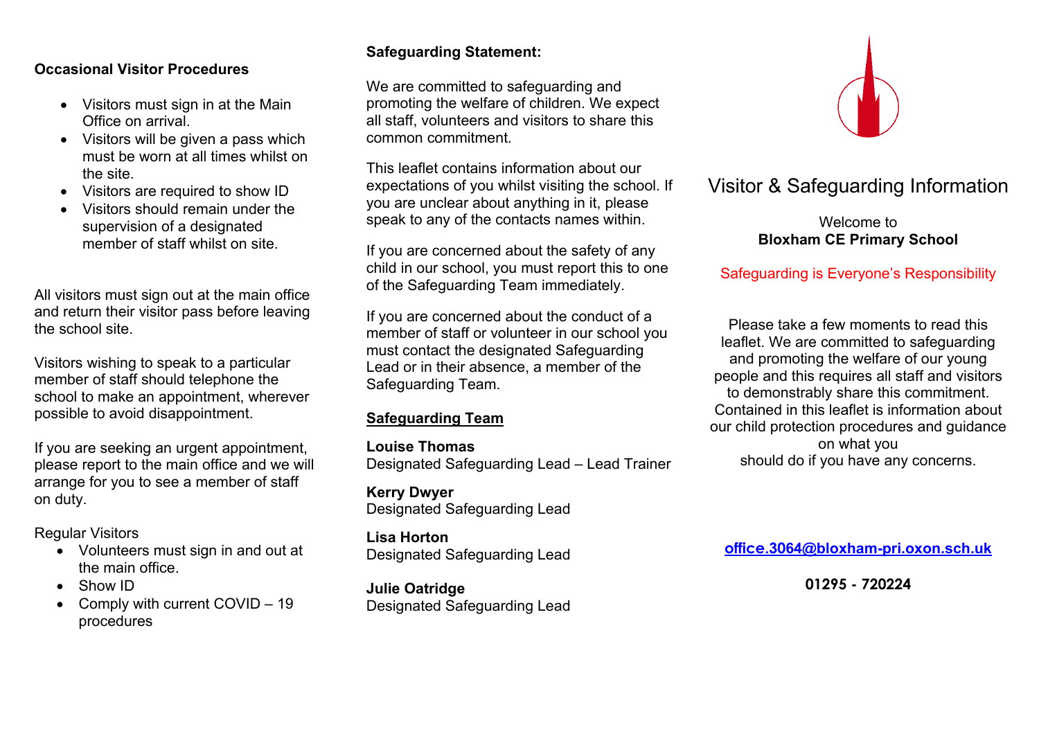### Occasional Visitor Procedures

- Visitors must sign in at the Main Office on arrival.
- Visitors will be given a pass which must be worn at all times whilst on the site.
- Visitors are required to show ID
- Visitors should remain under the supervision of a designated member of staff whilst on site.

All visitors must sign out at the main office and return their visitor pass before leaving the school site.

Visitors wishing to speak to a particular member of staff should telephone the school to make an appointment, wherever possible to avoid disappointment.

If you are seeking an urgent appointment, please report to the main office and we will arrange for you to see a member of staff on duty.

Regular Visitors

- Volunteers must sign in and out at the main office.
- Show ID
- Comply with current COVID – 19 procedures

### Safeguarding Statement:

We are committed to safeguarding and promoting the welfare of children. We expect all staff, volunteers and visitors to share this common commitment.

This leaflet contains information about our expectations of you whilst visiting the school. If you are unclear about anything in it, please speak to any of the contacts names within.

If you are concerned about the safety of any child in our school, you must report this to one of the Safeguarding Team immediately.

If you are concerned about the conduct of a member of staff or volunteer in our school you must contact the designated Safeguarding Lead or in their absence, a member of the Safeguarding Team.

### Safeguarding Team

**Louise Thomas**
Designated Safeguarding Lead – Lead Trainer

**Kerry Dwyer**
Designated Safeguarding Lead

**Lisa Horton**
Designated Safeguarding Lead

**Julie Oatridge**
Designated Safeguarding Lead

# Visitor & Safeguarding Information

Welcome to
**Bloxham CE Primary School**

Safeguarding is Everyone's Responsibility

Please take a few moments to read this leaflet. We are committed to safeguarding and promoting the welfare of our young people and this requires all staff and visitors to demonstrably share this commitment. Contained in this leaflet is information about our child protection procedures and guidance on what you should do if you have any concerns.

**office.3064@bloxham-pri.oxon.sch.uk**

**01295 - 720224**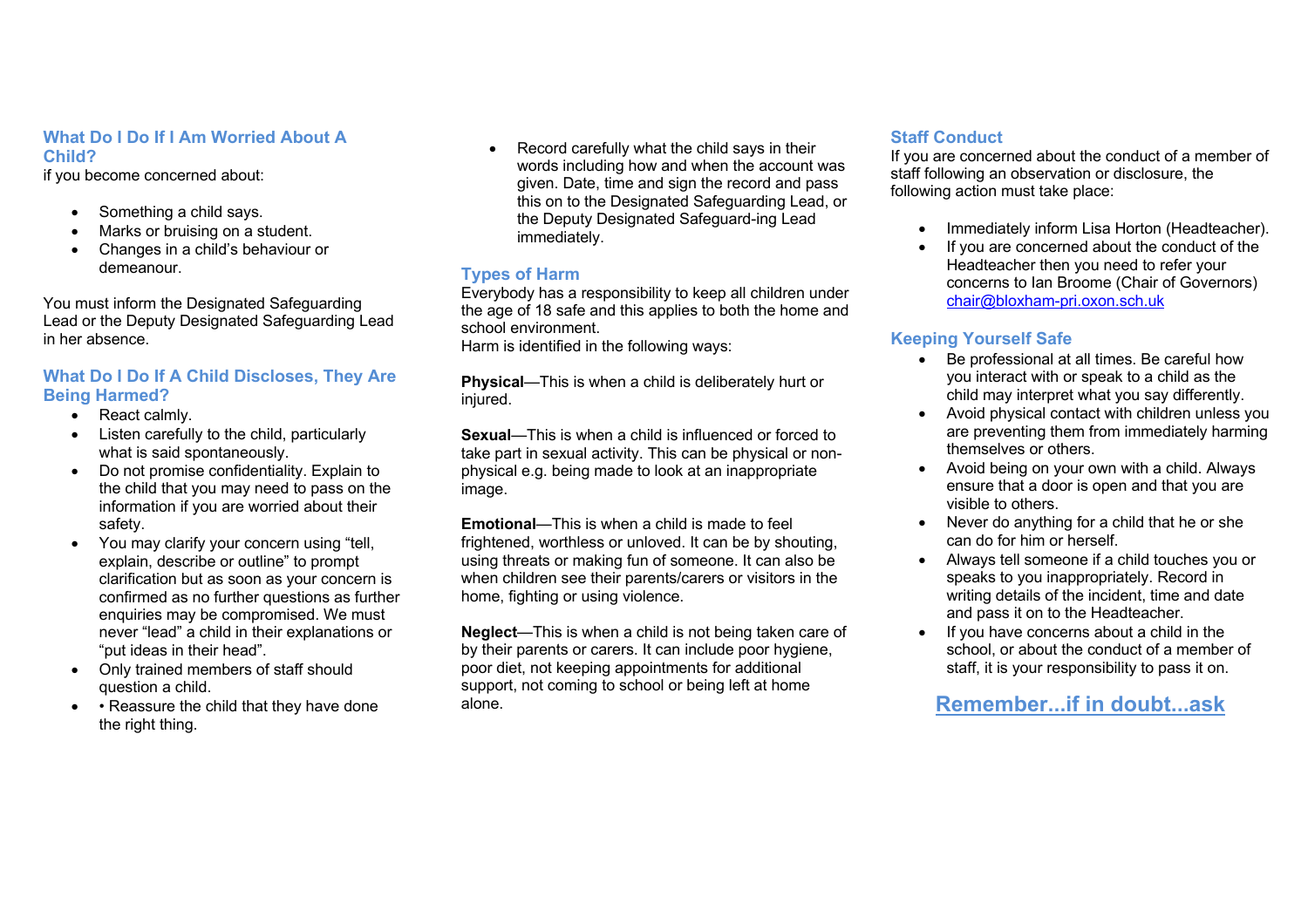## What Do I Do If I Am Worried About A Child?

if you become concerned about:

- Something a child says.
- Marks or bruising on a student.
- Changes in a child's behaviour or demeanour.

You must inform the Designated Safeguarding Lead or the Deputy Designated Safeguarding Lead in her absence.

## What Do I Do If A Child Discloses, They Are Being Harmed?

- React calmly.
- Listen carefully to the child, particularly what is said spontaneously.
- Do not promise confidentiality. Explain to the child that you may need to pass on the information if you are worried about their safety.
- You may clarify your concern using "tell, explain, describe or outline" to prompt clarification but as soon as your concern is confirmed as no further questions as further enquiries may be compromised. We must never "lead" a child in their explanations or "put ideas in their head".
- Only trained members of staff should question a child.
- • Reassure the child that they have done the right thing.
- Record carefully what the child says in their words including how and when the account was given. Date, time and sign the record and pass this on to the Designated Safeguarding Lead, or the Deputy Designated Safeguard-ing Lead immediately.

## Types of Harm

Everybody has a responsibility to keep all children under the age of 18 safe and this applies to both the home and school environment.
Harm is identified in the following ways:

**Physical**—This is when a child is deliberately hurt or injured.

**Sexual**—This is when a child is influenced or forced to take part in sexual activity. This can be physical or non-physical e.g. being made to look at an inappropriate image.

**Emotional**—This is when a child is made to feel frightened, worthless or unloved. It can be by shouting, using threats or making fun of someone. It can also be when children see their parents/carers or visitors in the home, fighting or using violence.

**Neglect**—This is when a child is not being taken care of by their parents or carers. It can include poor hygiene, poor diet, not keeping appointments for additional support, not coming to school or being left at home alone.

## Staff Conduct

If you are concerned about the conduct of a member of staff following an observation or disclosure, the following action must take place:

- Immediately inform Lisa Horton (Headteacher).
- If you are concerned about the conduct of the Headteacher then you need to refer your concerns to Ian Broome (Chair of Governors) chair@bloxham-pri.oxon.sch.uk

## Keeping Yourself Safe

- Be professional at all times. Be careful how you interact with or speak to a child as the child may interpret what you say differently.
- Avoid physical contact with children unless you are preventing them from immediately harming themselves or others.
- Avoid being on your own with a child. Always ensure that a door is open and that you are visible to others.
- Never do anything for a child that he or she can do for him or herself.
- Always tell someone if a child touches you or speaks to you inappropriately. Record in writing details of the incident, time and date and pass it on to the Headteacher.
- If you have concerns about a child in the school, or about the conduct of a member of staff, it is your responsibility to pass it on.

## Remember...if in doubt...ask